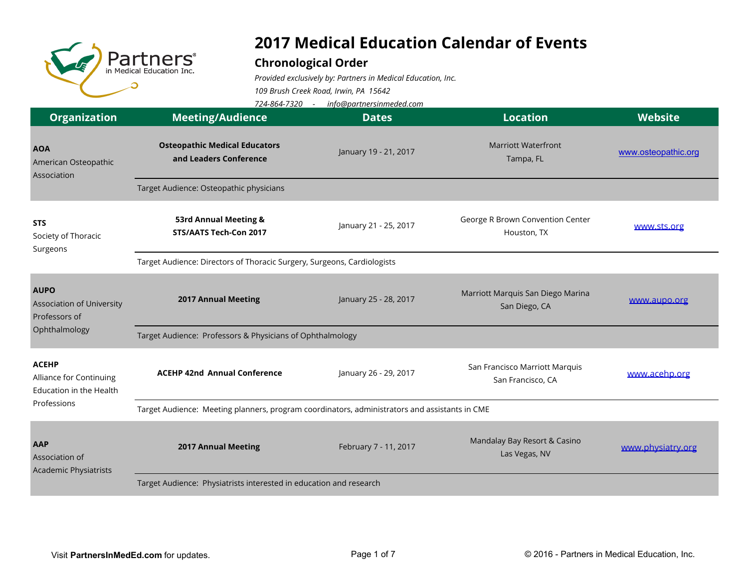# 2017 Medical Education Calendar of Events

## Chronological Order

*Provided exclusively by: Partners in Medical Education, Inc.*

*109 Brush Creek Road, Irwin, PA 15642*

*724-864-7320 - info@partnersinmeded.com*

| Organization | Meeting/Audience | Dates | Location | Website |
|---|---|---|---|---|
| **AOA** American Osteopathic Association | **Osteopathic Medical Educators and Leaders Conference** | January 19 - 21, 2017 | Marriott Waterfront Tampa, FL | www.osteopathic.org |
| | Target Audience: Osteopathic physicians | | | |
| **STS** Society of Thoracic Surgeons | **53rd Annual Meeting & STS/AATS Tech-Con 2017** | January 21 - 25, 2017 | George R Brown Convention Center Houston, TX | www.sts.org |
| | Target Audience: Directors of Thoracic Surgery, Surgeons, Cardiologists | | | |
| **AUPO** Association of University Professors of Ophthalmology | **2017 Annual Meeting** | January 25 - 28, 2017 | Marriott Marquis San Diego Marina San Diego, CA | www.aupo.org |
| | Target Audience: Professors & Physicians of Ophthalmology | | | |
| **ACEHP** Alliance for Continuing Education in the Health Professions | **ACEHP 42nd Annual Conference** | January 26 - 29, 2017 | San Francisco Marriott Marquis San Francisco, CA | www.acehp.org |
| | Target Audience: Meeting planners, program coordinators, administrators and assistants in CME | | | |
| **AAP** Association of Academic Physiatrists | **2017 Annual Meeting** | February 7 - 11, 2017 | Mandalay Bay Resort & Casino Las Vegas, NV | www.physiatry.org |
| | Target Audience: Physiatrists interested in education and research | | | |

Visit **PartnersInMedEd.com** for updates.

© 2016 - Partners in Medical Education, Inc.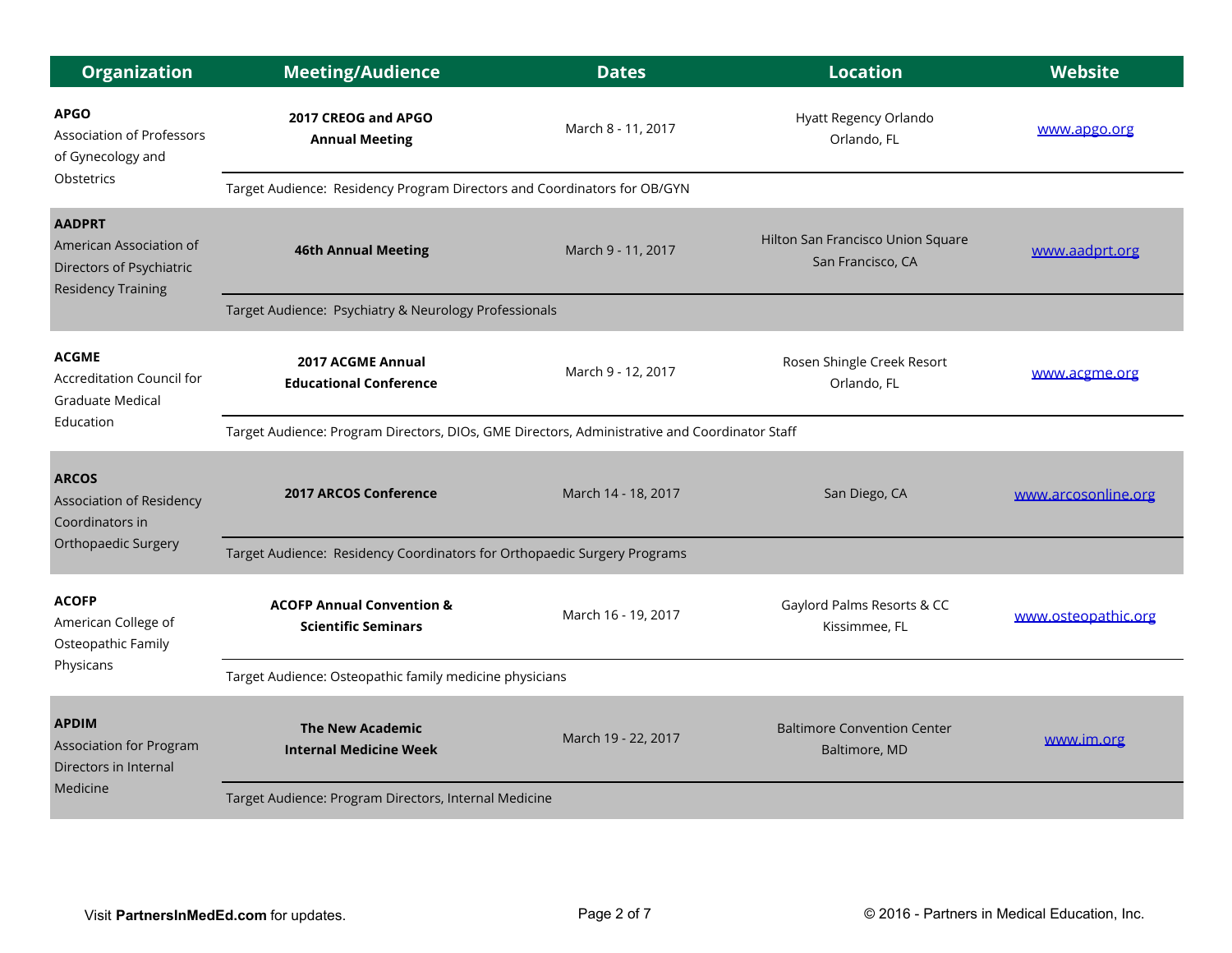| Organization | Meeting/Audience | Dates | Location | Website |
|---|---|---|---|---|
| **APGO** Association of Professors of Gynecology and Obstetrics | **2017 CREOG and APGO Annual Meeting** | March 8 - 11, 2017 | Hyatt Regency Orlando Orlando, FL | www.apgo.org |
| | Target Audience: Residency Program Directors and Coordinators for OB/GYN | | | |
| **AADPRT** American Association of Directors of Psychiatric Residency Training | **46th Annual Meeting** | March 9 - 11, 2017 | Hilton San Francisco Union Square San Francisco, CA | www.aadprt.org |
| | Target Audience: Psychiatry & Neurology Professionals | | | |
| **ACGME** Accreditation Council for Graduate Medical Education | **2017 ACGME Annual Educational Conference** | March 9 - 12, 2017 | Rosen Shingle Creek Resort Orlando, FL | www.acgme.org |
| | Target Audience: Program Directors, DIOs, GME Directors, Administrative and Coordinator Staff | | | |
| **ARCOS** Association of Residency Coordinators in Orthopaedic Surgery | **2017 ARCOS Conference** | March 14 - 18, 2017 | San Diego, CA | www.arcosonline.org |
| | Target Audience: Residency Coordinators for Orthopaedic Surgery Programs | | | |
| **ACOFP** American College of Osteopathic Family Physicans | **ACOFP Annual Convention & Scientific Seminars** | March 16 - 19, 2017 | Gaylord Palms Resorts & CC Kissimmee, FL | www.osteopathic.org |
| | Target Audience: Osteopathic family medicine physicians | | | |
| **APDIM** Association for Program Directors in Internal Medicine | **The New Academic Internal Medicine Week** | March 19 - 22, 2017 | Baltimore Convention Center Baltimore, MD | www.im.org |
| | Target Audience: Program Directors, Internal Medicine | | | |

Visit **PartnersInMedEd.com** for updates.

© 2016 - Partners in Medical Education, Inc.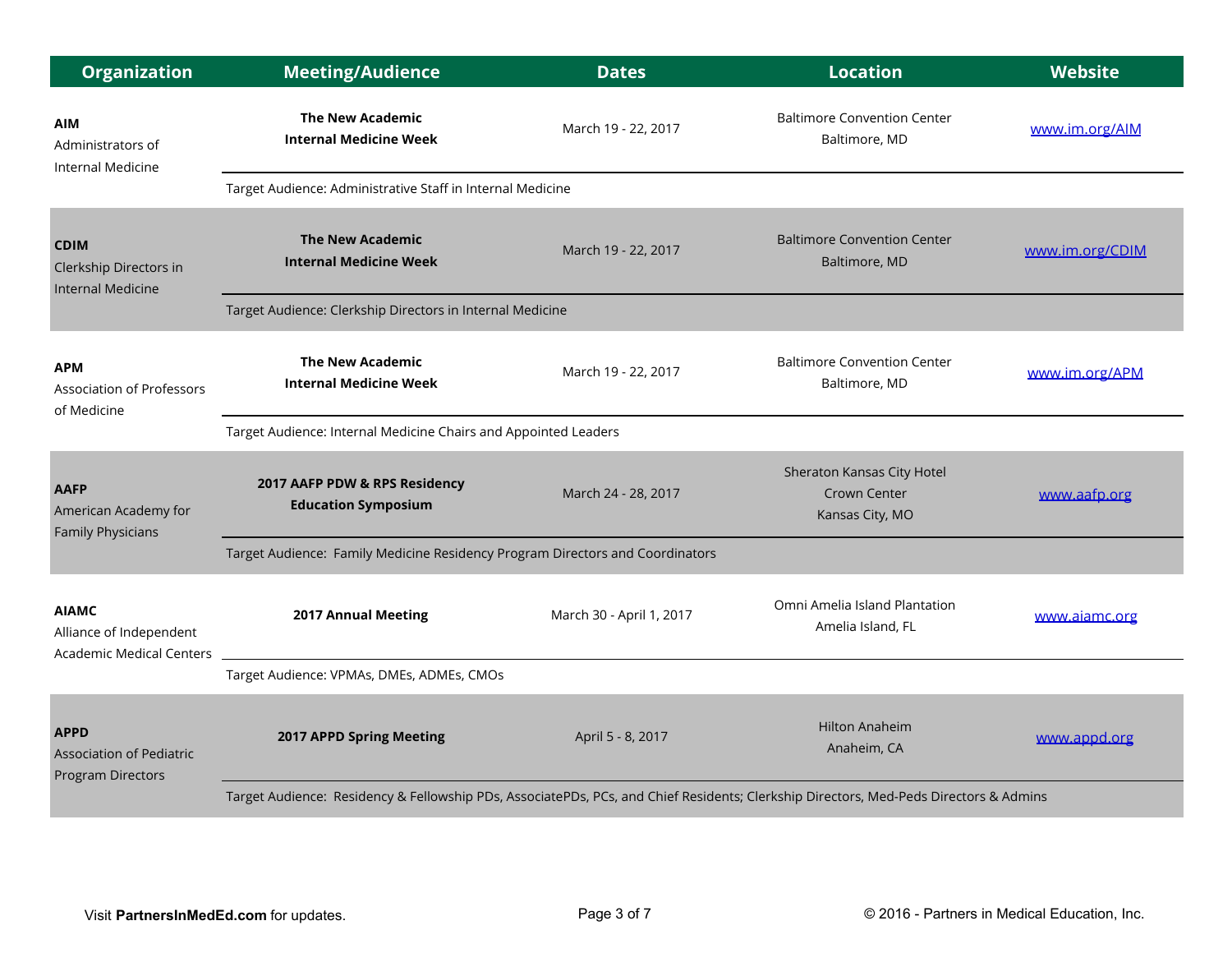| Organization | Meeting/Audience | Dates | Location | Website |
|---|---|---|---|---|
| **AIM** Administrators of Internal Medicine | **The New Academic Internal Medicine Week** | March 19 - 22, 2017 | Baltimore Convention Center Baltimore, MD | www.im.org/AIM |
| | Target Audience: Administrative Staff in Internal Medicine | | | |
| **CDIM** Clerkship Directors in Internal Medicine | **The New Academic Internal Medicine Week** | March 19 - 22, 2017 | Baltimore Convention Center Baltimore, MD | www.im.org/CDIM |
| | Target Audience: Clerkship Directors in Internal Medicine | | | |
| **APM** Association of Professors of Medicine | **The New Academic Internal Medicine Week** | March 19 - 22, 2017 | Baltimore Convention Center Baltimore, MD | www.im.org/APM |
| | Target Audience: Internal Medicine Chairs and Appointed Leaders | | | |
| **AAFP** American Academy for Family Physicians | **2017 AAFP PDW & RPS Residency Education Symposium** | March 24 - 28, 2017 | Sheraton Kansas City Hotel Crown Center Kansas City, MO | www.aafp.org |
| | Target Audience: Family Medicine Residency Program Directors and Coordinators | | | |
| **AIAMC** Alliance of Independent Academic Medical Centers | **2017 Annual Meeting** | March 30 - April 1, 2017 | Omni Amelia Island Plantation Amelia Island, FL | www.aiamc.org |
| | Target Audience: VPMAs, DMEs, ADMEs, CMOs | | | |
| **APPD** Association of Pediatric Program Directors | **2017 APPD Spring Meeting** | April 5 - 8, 2017 | Hilton Anaheim Anaheim, CA | www.appd.org |
| | Target Audience: Residency & Fellowship PDs, AssociatePDs, PCs, and Chief Residents; Clerkship Directors, Med-Peds Directors & Admins | | | |

Visit **PartnersInMedEd.com** for updates.

© 2016 - Partners in Medical Education, Inc.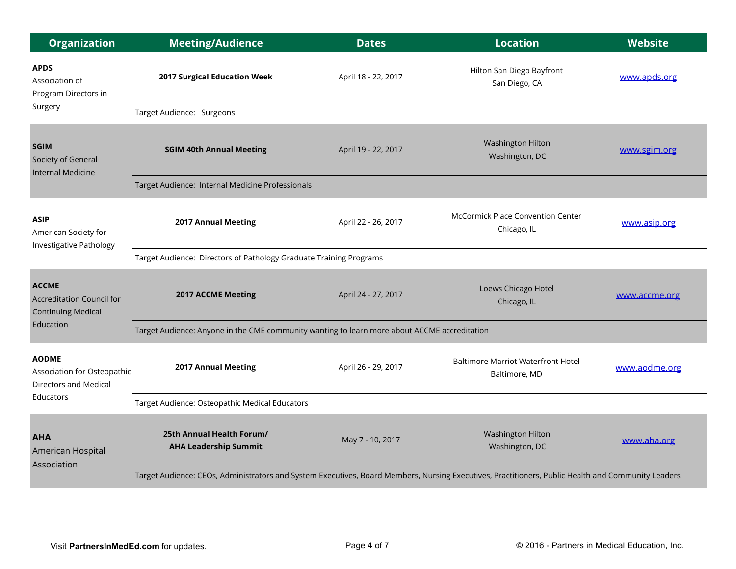| Organization | Meeting/Audience | Dates | Location | Website |
|---|---|---|---|---|
| **APDS** Association of Program Directors in Surgery | **2017 Surgical Education Week** | April 18 - 22, 2017 | Hilton San Diego Bayfront San Diego, CA | www.apds.org |
| | Target Audience: Surgeons | | | |
| **SGIM** Society of General Internal Medicine | **SGIM 40th Annual Meeting** | April 19 - 22, 2017 | Washington Hilton Washington, DC | www.sgim.org |
| | Target Audience: Internal Medicine Professionals | | | |
| **ASIP** American Society for Investigative Pathology | **2017 Annual Meeting** | April 22 - 26, 2017 | McCormick Place Convention Center Chicago, IL | www.asip.org |
| | Target Audience: Directors of Pathology Graduate Training Programs | | | |
| **ACCME** Accreditation Council for Continuing Medical Education | **2017 ACCME Meeting** | April 24 - 27, 2017 | Loews Chicago Hotel Chicago, IL | www.accme.org |
| | Target Audience: Anyone in the CME community wanting to learn more about ACCME accreditation | | | |
| **AODME** Association for Osteopathic Directors and Medical Educators | **2017 Annual Meeting** | April 26 - 29, 2017 | Baltimore Marriot Waterfront Hotel Baltimore, MD | www.aodme.org |
| | Target Audience: Osteopathic Medical Educators | | | |
| **AHA** American Hospital Association | **25th Annual Health Forum/ AHA Leadership Summit** | May 7 - 10, 2017 | Washington Hilton Washington, DC | www.aha.org |
| | Target Audience: CEOs, Administrators and System Executives, Board Members, Nursing Executives, Practitioners, Public Health and Community Leaders | | | |

Visit **PartnersInMedEd.com** for updates.

© 2016 - Partners in Medical Education, Inc.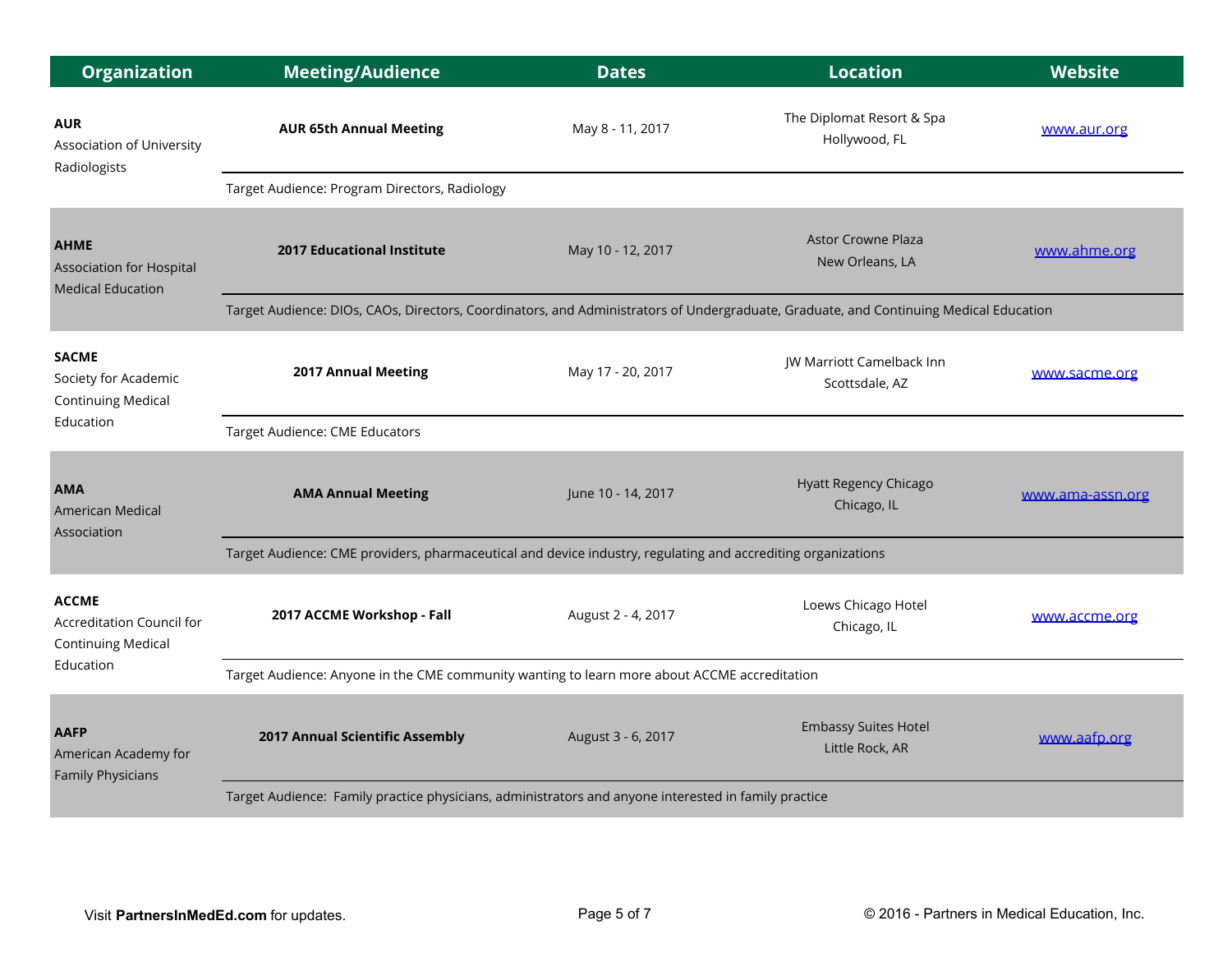| Organization | Meeting/Audience | Dates | Location | Website |
|---|---|---|---|---|
| **AUR** Association of University Radiologists | **AUR 65th Annual Meeting** | May 8 - 11, 2017 | The Diplomat Resort & Spa Hollywood, FL | [www.aur.org](www.aur.org) |
| | Target Audience: Program Directors, Radiology | | | |
| **AHME** Association for Hospital Medical Education | **2017 Educational Institute** | May 10 - 12, 2017 | Astor Crowne Plaza New Orleans, LA | [www.ahme.org](www.ahme.org) |
| | Target Audience: DIOs, CAOs, Directors, Coordinators, and Administrators of Undergraduate, Graduate, and Continuing Medical Education | | | |
| **SACME** Society for Academic Continuing Medical Education | **2017 Annual Meeting** | May 17 - 20, 2017 | JW Marriott Camelback Inn Scottsdale, AZ | [www.sacme.org](www.sacme.org) |
| | Target Audience: CME Educators | | | |
| **AMA** American Medical Association | **AMA Annual Meeting** | June 10 - 14, 2017 | Hyatt Regency Chicago Chicago, IL | [www.ama-assn.org](www.ama-assn.org) |
| | Target Audience: CME providers, pharmaceutical and device industry, regulating and accrediting organizations | | | |
| **ACCME** Accreditation Council for Continuing Medical Education | **2017 ACCME Workshop - Fall** | August 2 - 4, 2017 | Loews Chicago Hotel Chicago, IL | [www.accme.org](www.accme.org) |
| | Target Audience: Anyone in the CME community wanting to learn more about ACCME accreditation | | | |
| **AAFP** American Academy for Family Physicians | **2017 Annual Scientific Assembly** | August 3 - 6, 2017 | Embassy Suites Hotel Little Rock, AR | [www.aafp.org](www.aafp.org) |
| | Target Audience: Family practice physicians, administrators and anyone interested in family practice | | | |

Visit **PartnersInMedEd.com** for updates.

© 2016 - Partners in Medical Education, Inc.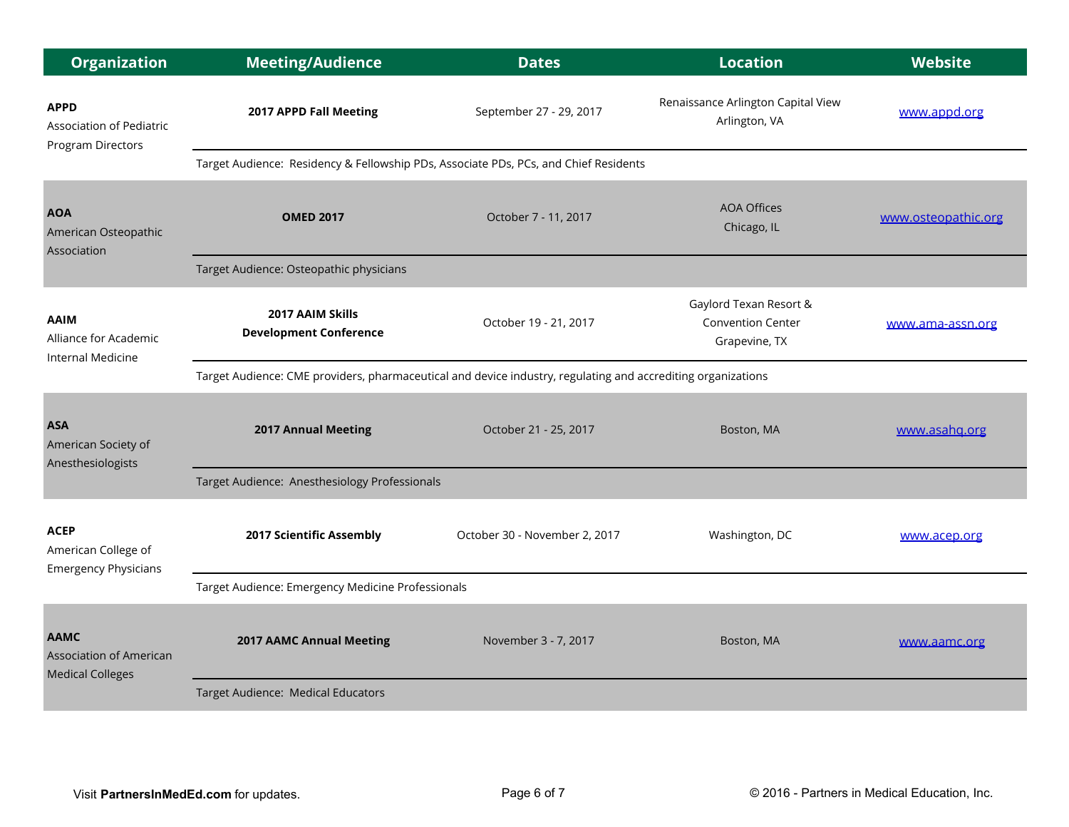| Organization | Meeting/Audience | Dates | Location | Website |
|---|---|---|---|---|
| **APPD** Association of Pediatric Program Directors | **2017 APPD Fall Meeting** | September 27 - 29, 2017 | Renaissance Arlington Capital View Arlington, VA | [www.appd.org](www.appd.org) |
| | Target Audience: Residency & Fellowship PDs, Associate PDs, PCs, and Chief Residents | | | |
| **AOA** American Osteopathic Association | **OMED 2017** | October 7 - 11, 2017 | AOA Offices Chicago, IL | [www.osteopathic.org](www.osteopathic.org) |
| | Target Audience: Osteopathic physicians | | | |
| **AAIM** Alliance for Academic Internal Medicine | **2017 AAIM Skills Development Conference** | October 19 - 21, 2017 | Gaylord Texan Resort & Convention Center Grapevine, TX | [www.ama-assn.org](www.ama-assn.org) |
| | Target Audience: CME providers, pharmaceutical and device industry, regulating and accrediting organizations | | | |
| **ASA** American Society of Anesthesiologists | **2017 Annual Meeting** | October 21 - 25, 2017 | Boston, MA | [www.asahq.org](www.asahq.org) |
| | Target Audience: Anesthesiology Professionals | | | |
| **ACEP** American College of Emergency Physicians | **2017 Scientific Assembly** | October 30 - November 2, 2017 | Washington, DC | [www.acep.org](www.acep.org) |
| | Target Audience: Emergency Medicine Professionals | | | |
| **AAMC** Association of American Medical Colleges | **2017 AAMC Annual Meeting** | November 3 - 7, 2017 | Boston, MA | [www.aamc.org](www.aamc.org) |
| | Target Audience: Medical Educators | | | |

Visit **PartnersInMedEd.com** for updates.

© 2016 - Partners in Medical Education, Inc.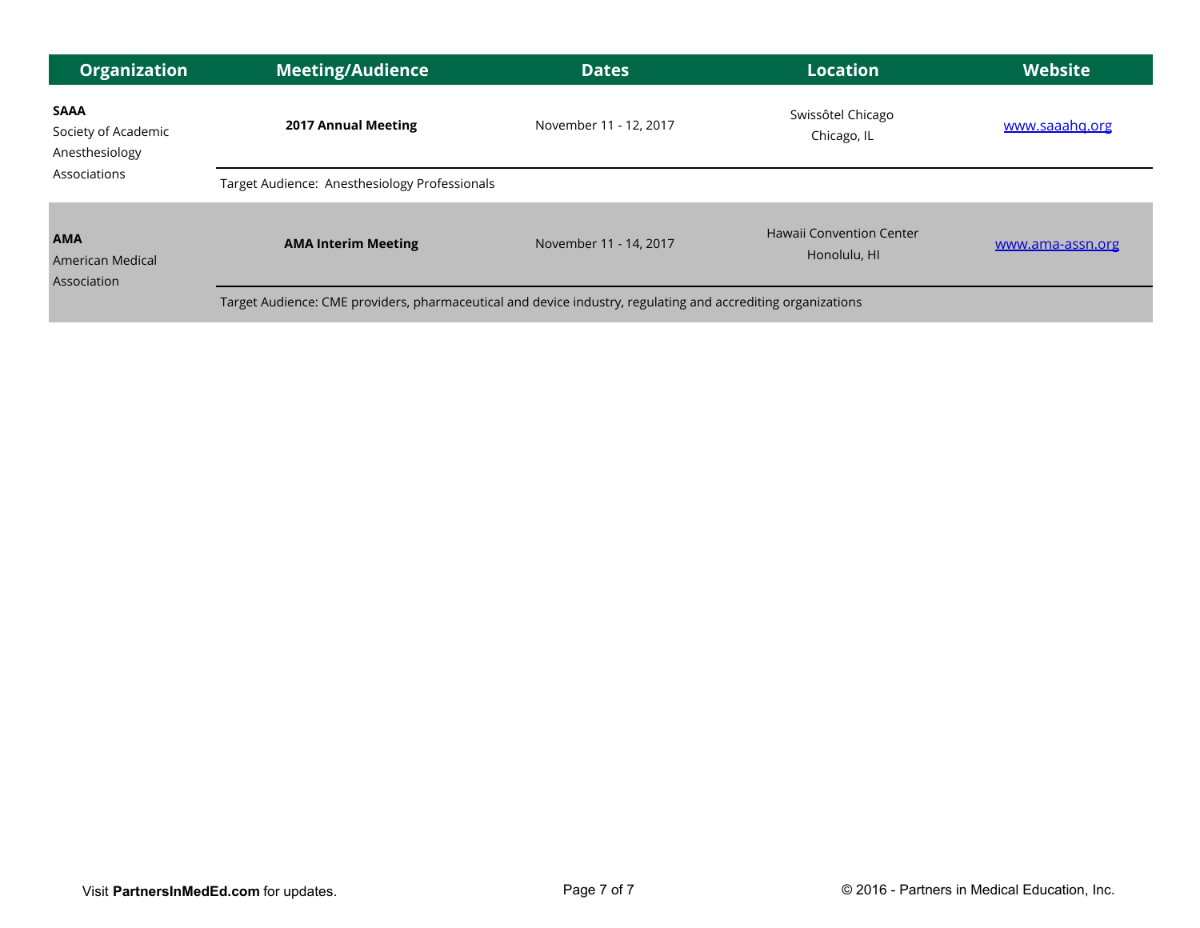| Organization | Meeting/Audience | Dates | Location | Website |
|---|---|---|---|---|
| **SAAA** Society of Academic Anesthesiology Associations | **2017 Annual Meeting** | November 11 - 12, 2017 | Swissôtel Chicago Chicago, IL | www.saaahq.org |
| | Target Audience: Anesthesiology Professionals | | | |
| **AMA** American Medical Association | **AMA Interim Meeting** | November 11 - 14, 2017 | Hawaii Convention Center Honolulu, HI | www.ama-assn.org |
| | Target Audience: CME providers, pharmaceutical and device industry, regulating and accrediting organizations | | | |

Visit **PartnersInMedEd.com** for updates.

© 2016 - Partners in Medical Education, Inc.